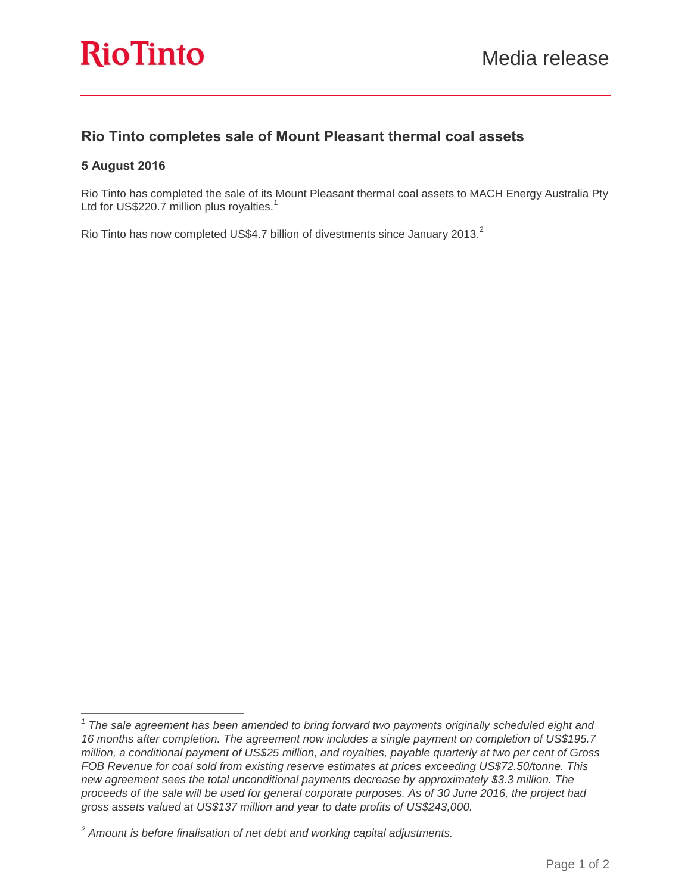Rio Tinto

Media release

## Rio Tinto completes sale of Mount Pleasant thermal coal assets

### 5 August 2016

Rio Tinto has completed the sale of its Mount Pleasant thermal coal assets to MACH Energy Australia Pty Ltd for US$220.7 million plus royalties.[1]

Rio Tinto has now completed US$4.7 billion of divestments since January 2013.[2]

---

*[1] The sale agreement has been amended to bring forward two payments originally scheduled eight and 16 months after completion. The agreement now includes a single payment on completion of US$195.7 million, a conditional payment of US$25 million, and royalties, payable quarterly at two per cent of Gross FOB Revenue for coal sold from existing reserve estimates at prices exceeding US$72.50/tonne. This new agreement sees the total unconditional payments decrease by approximately $3.3 million. The proceeds of the sale will be used for general corporate purposes. As of 30 June 2016, the project had gross assets valued at US$137 million and year to date profits of US$243,000.*

*[2] Amount is before finalisation of net debt and working capital adjustments.*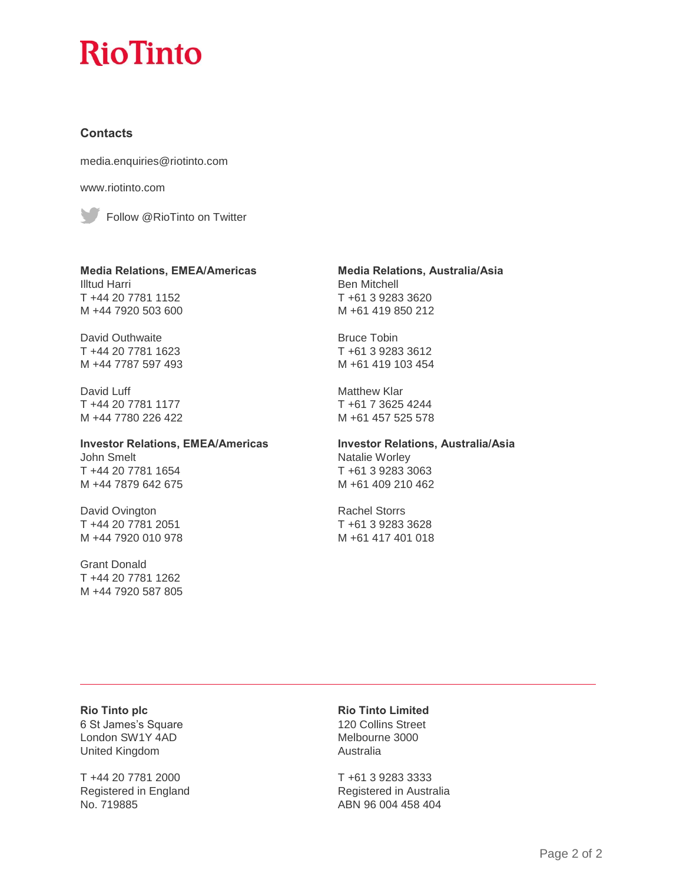# Rio Tinto

## Contacts

media.enquiries@riotinto.com

www.riotinto.com

Follow @RioTinto on Twitter

**Media Relations, EMEA/Americas**
Illtud Harri
T +44 20 7781 1152
M +44 7920 503 600

David Outhwaite
T +44 20 7781 1623
M +44 7787 597 493

David Luff
T +44 20 7781 1177
M +44 7780 226 422

**Media Relations, Australia/Asia**
Ben Mitchell
T +61 3 9283 3620
M +61 419 850 212

Bruce Tobin
T +61 3 9283 3612
M +61 419 103 454

Matthew Klar
T +61 7 3625 4244
M +61 457 525 578

**Investor Relations, EMEA/Americas**
John Smelt
T +44 20 7781 1654
M +44 7879 642 675

David Ovington
T +44 20 7781 2051
M +44 7920 010 978

Grant Donald
T +44 20 7781 1262
M +44 7920 587 805

**Investor Relations, Australia/Asia**
Natalie Worley
T +61 3 9283 3063
M +61 409 210 462

Rachel Storrs
T +61 3 9283 3628
M +61 417 401 018

---

**Rio Tinto plc**
6 St James's Square
London SW1Y 4AD
United Kingdom

T +44 20 7781 2000
Registered in England
No. 719885

**Rio Tinto Limited**
120 Collins Street
Melbourne 3000
Australia

T +61 3 9283 3333
Registered in Australia
ABN 96 004 458 404